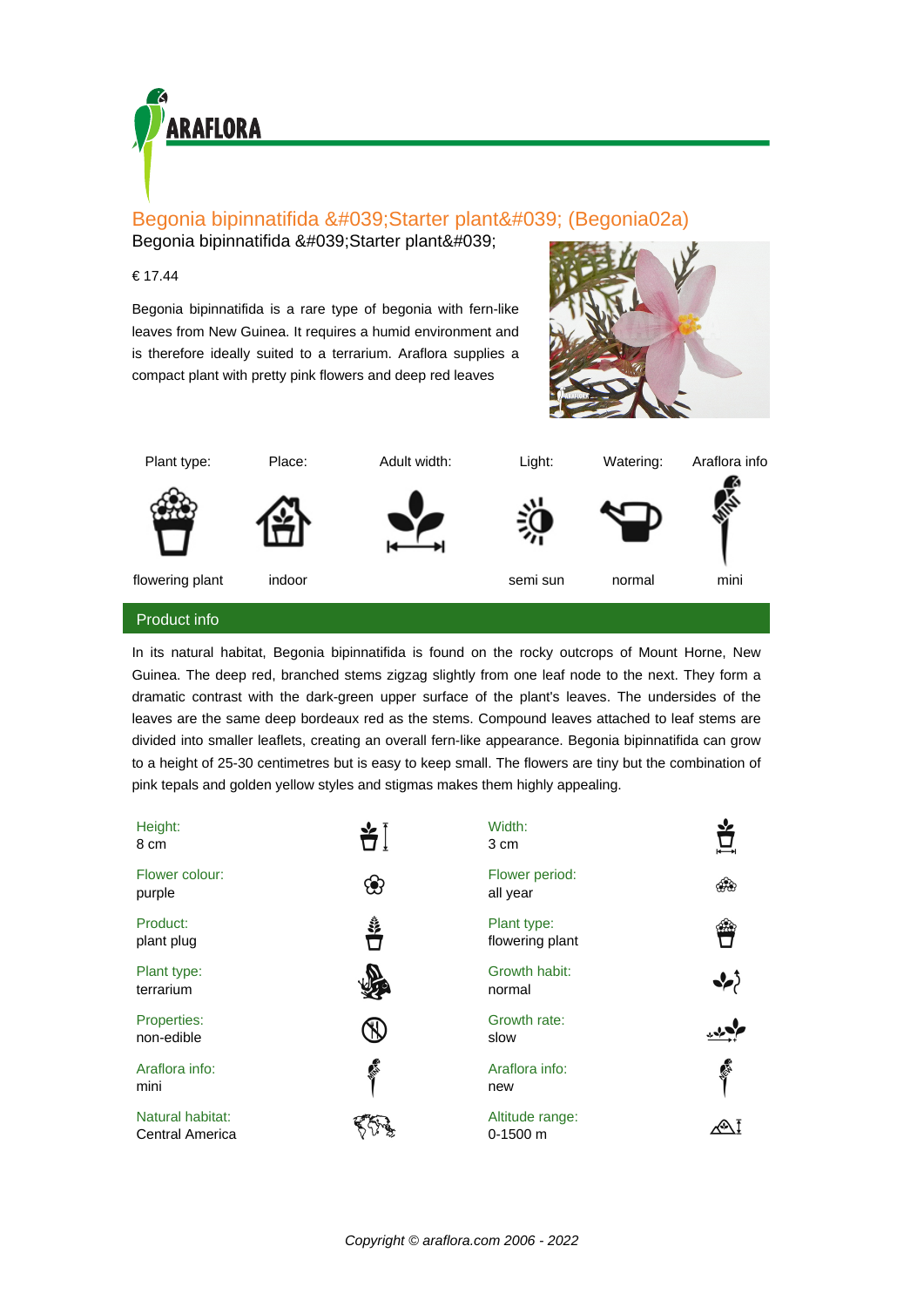ARAFLORA

# Begonia bipinnatifida &#039;Starter plant&#039; (Begonia02a)

Begonia bipinnatifida &#039;Starter plant&#039;

€ 17.44

Begonia bipinnatifida is a rare type of begonia with fern-like leaves from New Guinea. It requires a humid environment and is therefore ideally suited to a terrarium. Araflora supplies a compact plant with pretty pink flowers and deep red leaves

| Plant type: | Place: | Adult width: | Light: | Watering: | Araflora info |
|---|---|---|---|---|---|
| flowering plant | indoor | | semi sun | normal | mini |

## Product info

In its natural habitat, Begonia bipinnatifida is found on the rocky outcrops of Mount Horne, New Guinea. The deep red, branched stems zigzag slightly from one leaf node to the next. They form a dramatic contrast with the dark-green upper surface of the plant's leaves. The undersides of the leaves are the same deep bordeaux red as the stems. Compound leaves attached to leaf stems are divided into smaller leaflets, creating an overall fern-like appearance. Begonia bipinnatifida can grow to a height of 25-30 centimetres but is easy to keep small. The flowers are tiny but the combination of pink tepals and golden yellow styles and stigmas makes them highly appealing.

| | |
|---|---|
| Height: 8 cm | Width: 3 cm |
| Flower colour: purple | Flower period: all year |
| Product: plant plug | Plant type: flowering plant |
| Plant type: terrarium | Growth habit: normal |
| Properties: non-edible | Growth rate: slow |
| Araflora info: mini | Araflora info: new |
| Natural habitat: Central America | Altitude range: 0-1500 m |

*Copyright © araflora.com 2006 - 2022*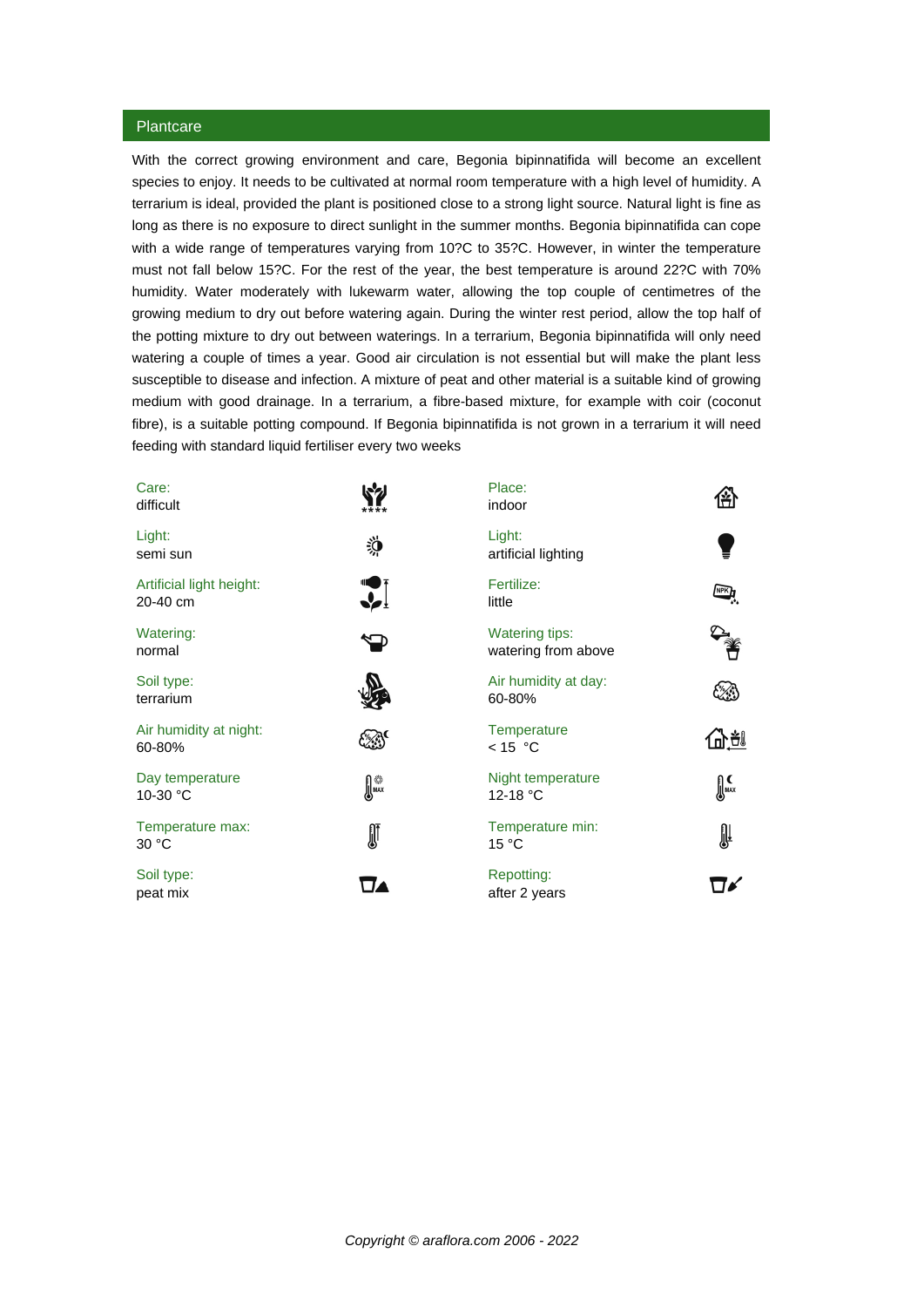## Plantcare

With the correct growing environment and care, Begonia bipinnatifida will become an excellent species to enjoy. It needs to be cultivated at normal room temperature with a high level of humidity. A terrarium is ideal, provided the plant is positioned close to a strong light source. Natural light is fine as long as there is no exposure to direct sunlight in the summer months. Begonia bipinnatifida can cope with a wide range of temperatures varying from 10?C to 35?C. However, in winter the temperature must not fall below 15?C. For the rest of the year, the best temperature is around 22?C with 70% humidity. Water moderately with lukewarm water, allowing the top couple of centimetres of the growing medium to dry out before watering again. During the winter rest period, allow the top half of the potting mixture to dry out between waterings. In a terrarium, Begonia bipinnatifida will only need watering a couple of times a year. Good air circulation is not essential but will make the plant less susceptible to disease and infection. A mixture of peat and other material is a suitable kind of growing medium with good drainage. In a terrarium, a fibre-based mixture, for example with coir (coconut fibre), is a suitable potting compound. If Begonia bipinnatifida is not grown in a terrarium it will need feeding with standard liquid fertiliser every two weeks

| | |
|---|---|
| Care: difficult | Place: indoor |
| Light: semi sun | Light: artificial lighting |
| Artificial light height: 20-40 cm | Fertilize: little |
| Watering: normal | Watering tips: watering from above |
| Soil type: terrarium | Air humidity at day: 60-80% |
| Air humidity at night: 60-80% | Temperature < 15 °C |
| Day temperature 10-30 °C | Night temperature 12-18 °C |
| Temperature max: 30 °C | Temperature min: 15 °C |
| Soil type: peat mix | Repotting: after 2 years |

*Copyright © araflora.com 2006 - 2022*